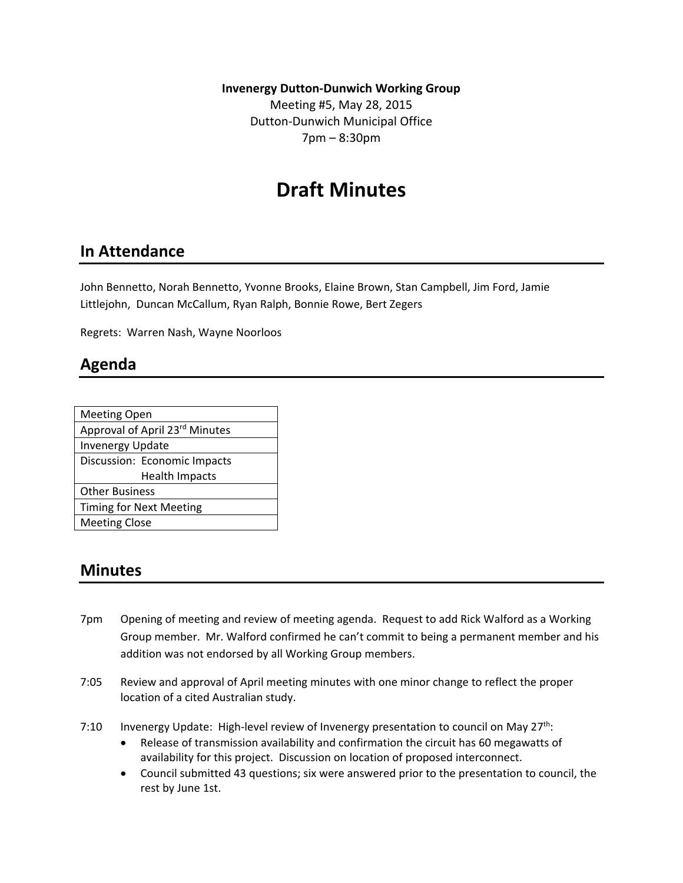**Invenergy Dutton-Dunwich Working Group**
Meeting #5, May 28, 2015
Dutton-Dunwich Municipal Office
7pm – 8:30pm

# Draft Minutes

## In Attendance

John Bennetto, Norah Bennetto, Yvonne Brooks, Elaine Brown, Stan Campbell, Jim Ford, Jamie Littlejohn, Duncan McCallum, Ryan Ralph, Bonnie Rowe, Bert Zegers

Regrets: Warren Nash, Wayne Noorloos

## Agenda

| Agenda |
|---|
| Meeting Open |
| Approval of April 23rd Minutes |
| Invenergy Update |
| Discussion: Economic Impacts<br>Health Impacts |
| Other Business |
| Timing for Next Meeting |
| Meeting Close |

## Minutes

7pm Opening of meeting and review of meeting agenda. Request to add Rick Walford as a Working Group member. Mr. Walford confirmed he can't commit to being a permanent member and his addition was not endorsed by all Working Group members.

7:05 Review and approval of April meeting minutes with one minor change to reflect the proper location of a cited Australian study.

7:10 Invenergy Update: High-level review of Invenergy presentation to council on May 27th:

- Release of transmission availability and confirmation the circuit has 60 megawatts of availability for this project. Discussion on location of proposed interconnect.
- Council submitted 43 questions; six were answered prior to the presentation to council, the rest by June 1st.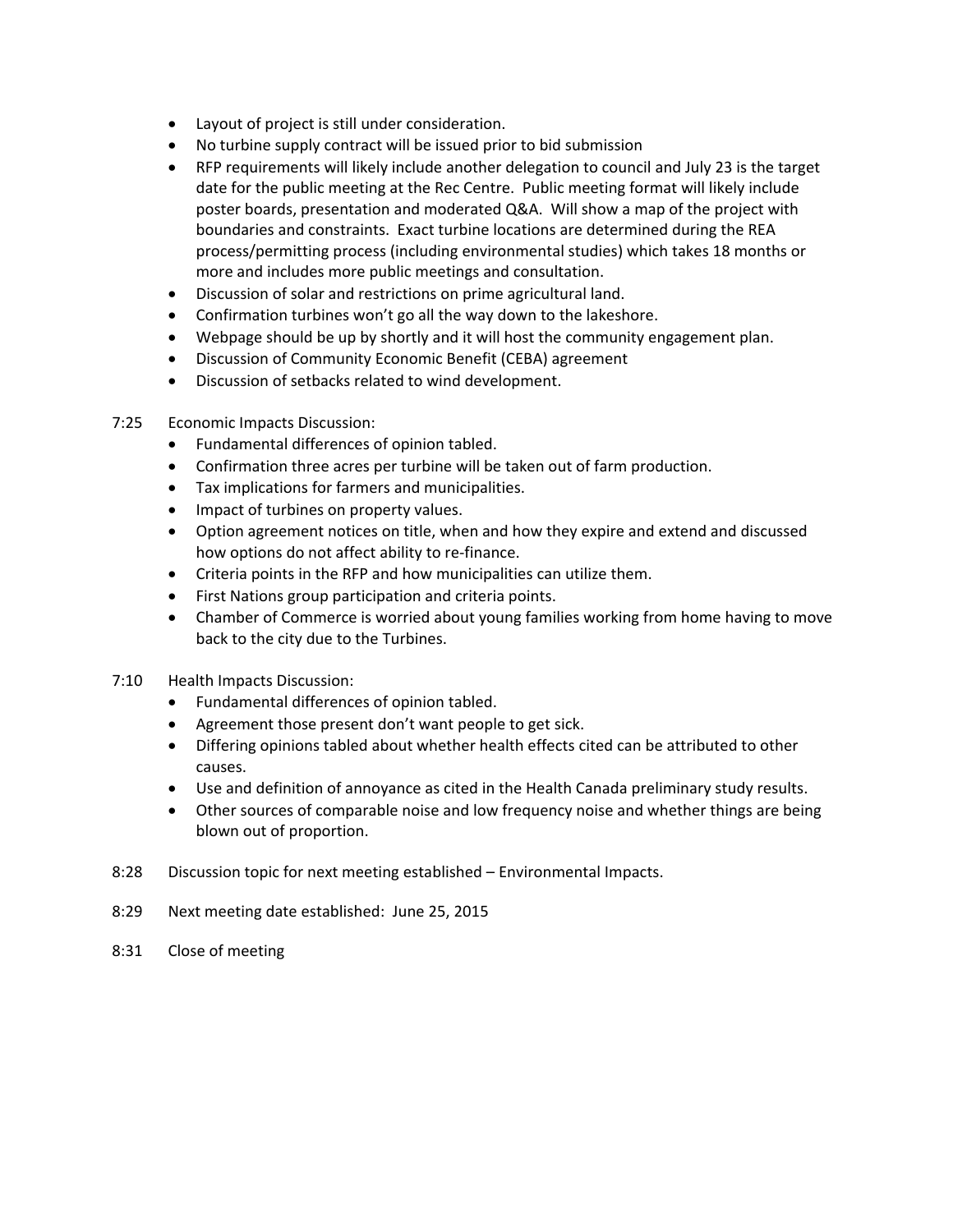- Layout of project is still under consideration.
- No turbine supply contract will be issued prior to bid submission
- RFP requirements will likely include another delegation to council and July 23 is the target date for the public meeting at the Rec Centre. Public meeting format will likely include poster boards, presentation and moderated Q&A. Will show a map of the project with boundaries and constraints. Exact turbine locations are determined during the REA process/permitting process (including environmental studies) which takes 18 months or more and includes more public meetings and consultation.
- Discussion of solar and restrictions on prime agricultural land.
- Confirmation turbines won't go all the way down to the lakeshore.
- Webpage should be up by shortly and it will host the community engagement plan.
- Discussion of Community Economic Benefit (CEBA) agreement
- Discussion of setbacks related to wind development.

7:25 Economic Impacts Discussion:

- Fundamental differences of opinion tabled.
- Confirmation three acres per turbine will be taken out of farm production.
- Tax implications for farmers and municipalities.
- Impact of turbines on property values.
- Option agreement notices on title, when and how they expire and extend and discussed how options do not affect ability to re-finance.
- Criteria points in the RFP and how municipalities can utilize them.
- First Nations group participation and criteria points.
- Chamber of Commerce is worried about young families working from home having to move back to the city due to the Turbines.

7:10 Health Impacts Discussion:

- Fundamental differences of opinion tabled.
- Agreement those present don't want people to get sick.
- Differing opinions tabled about whether health effects cited can be attributed to other causes.
- Use and definition of annoyance as cited in the Health Canada preliminary study results.
- Other sources of comparable noise and low frequency noise and whether things are being blown out of proportion.

8:28 Discussion topic for next meeting established – Environmental Impacts.

8:29 Next meeting date established: June 25, 2015

8:31 Close of meeting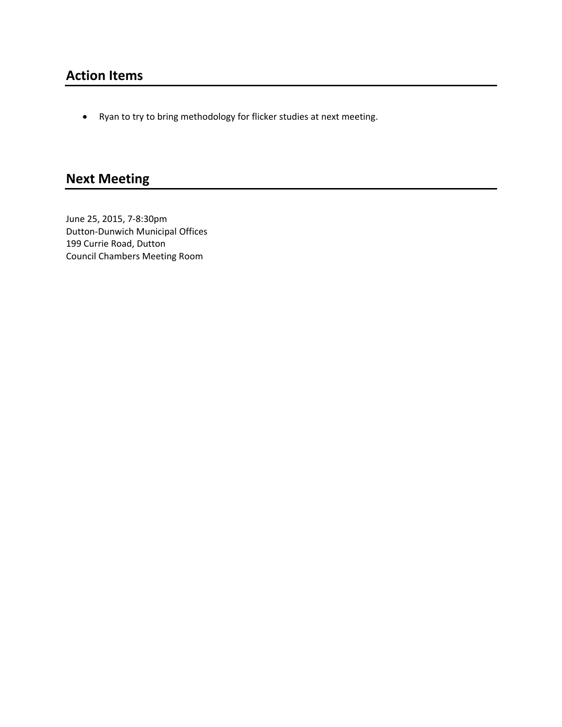## Action Items

- Ryan to try to bring methodology for flicker studies at next meeting.

## Next Meeting

June 25, 2015, 7-8:30pm
Dutton-Dunwich Municipal Offices
199 Currie Road, Dutton
Council Chambers Meeting Room